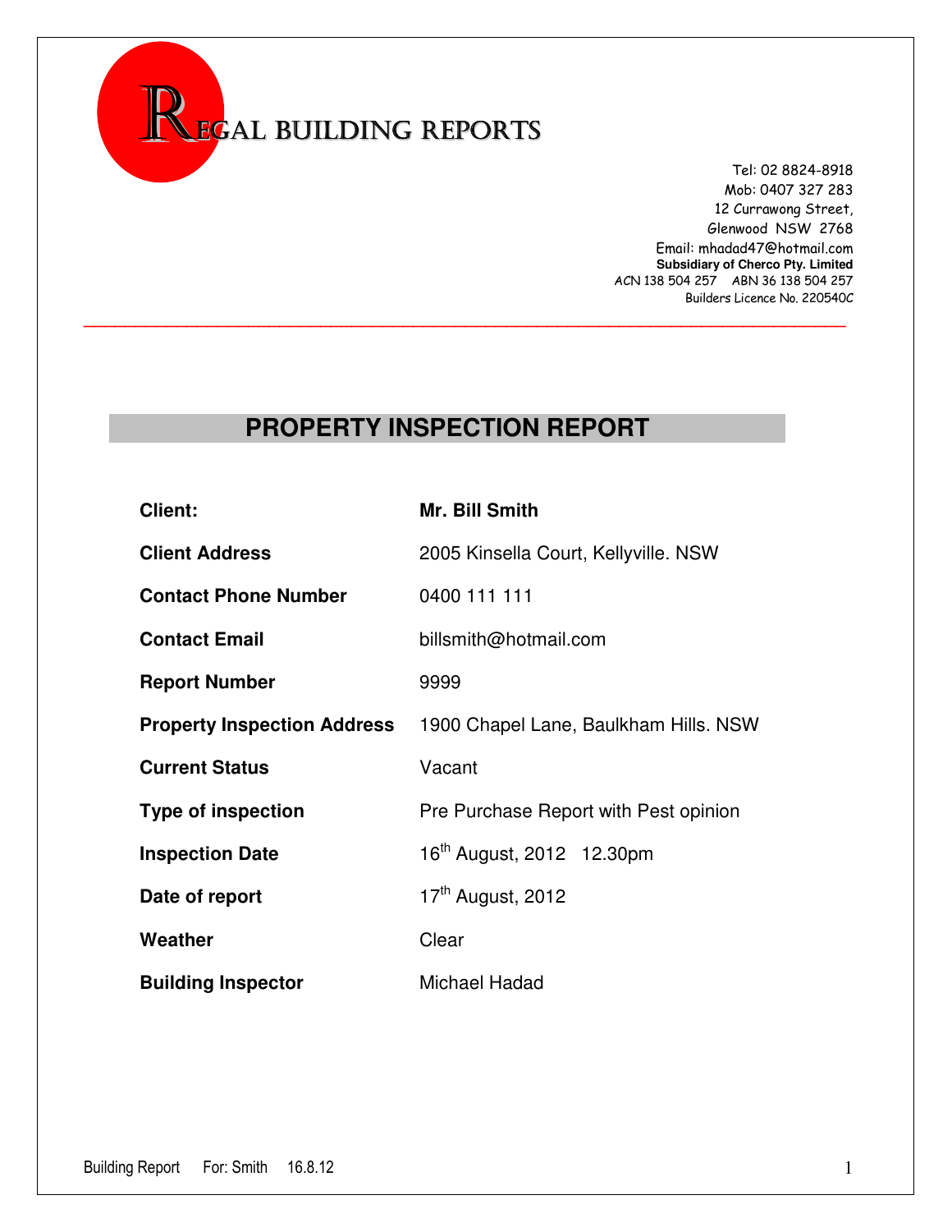# REGAL BUILDING REPORTS

Tel: 02 8824-8918
Mob: 0407 327 283
12 Currawong Street,
Glenwood NSW 2768
Email: mhadad47@hotmail.com
**Subsidiary of Cherco Pty. Limited**
ACN 138 504 257 ABN 36 138 504 257
Builders Licence No. 220540C

---

## PROPERTY INSPECTION REPORT

| | |
|---|---|
| **Client:** | **Mr. Bill Smith** |
| **Client Address** | 2005 Kinsella Court, Kellyville. NSW |
| **Contact Phone Number** | 0400 111 111 |
| **Contact Email** | billsmith@hotmail.com |
| **Report Number** | 9999 |
| **Property Inspection Address** | 1900 Chapel Lane, Baulkham Hills. NSW |
| **Current Status** | Vacant |
| **Type of inspection** | Pre Purchase Report with Pest opinion |
| **Inspection Date** | 16th August, 2012 12.30pm |
| **Date of report** | 17th August, 2012 |
| **Weather** | Clear |
| **Building Inspector** | Michael Hadad |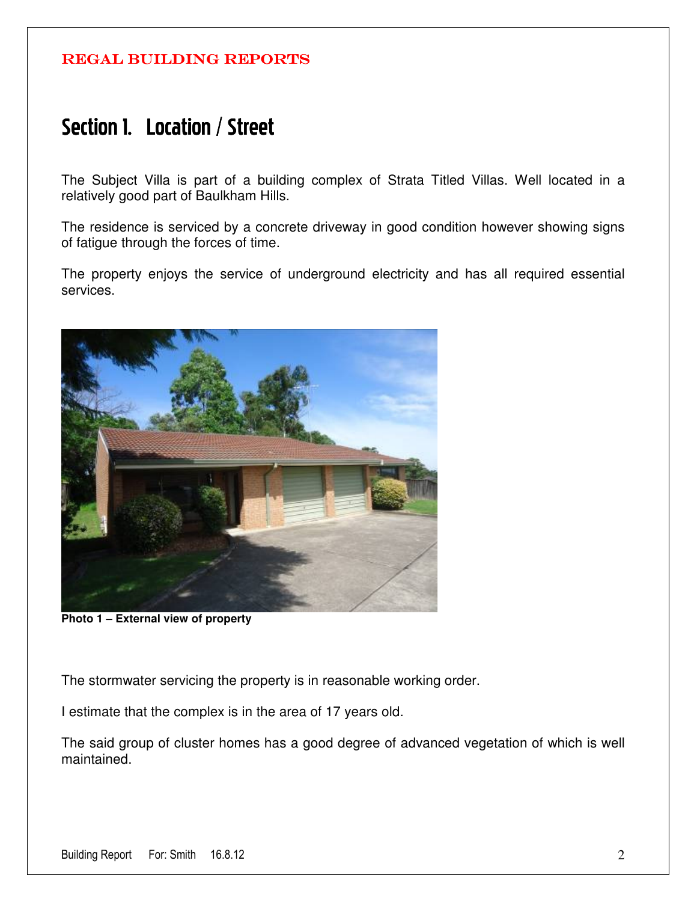## Section 1. Location / Street

The Subject Villa is part of a building complex of Strata Titled Villas. Well located in a relatively good part of Baulkham Hills.

The residence is serviced by a concrete driveway in good condition however showing signs of fatigue through the forces of time.

The property enjoys the service of underground electricity and has all required essential services.

**Photo 1 – External view of property**

The stormwater servicing the property is in reasonable working order.

I estimate that the complex is in the area of 17 years old.

The said group of cluster homes has a good degree of advanced vegetation of which is well maintained.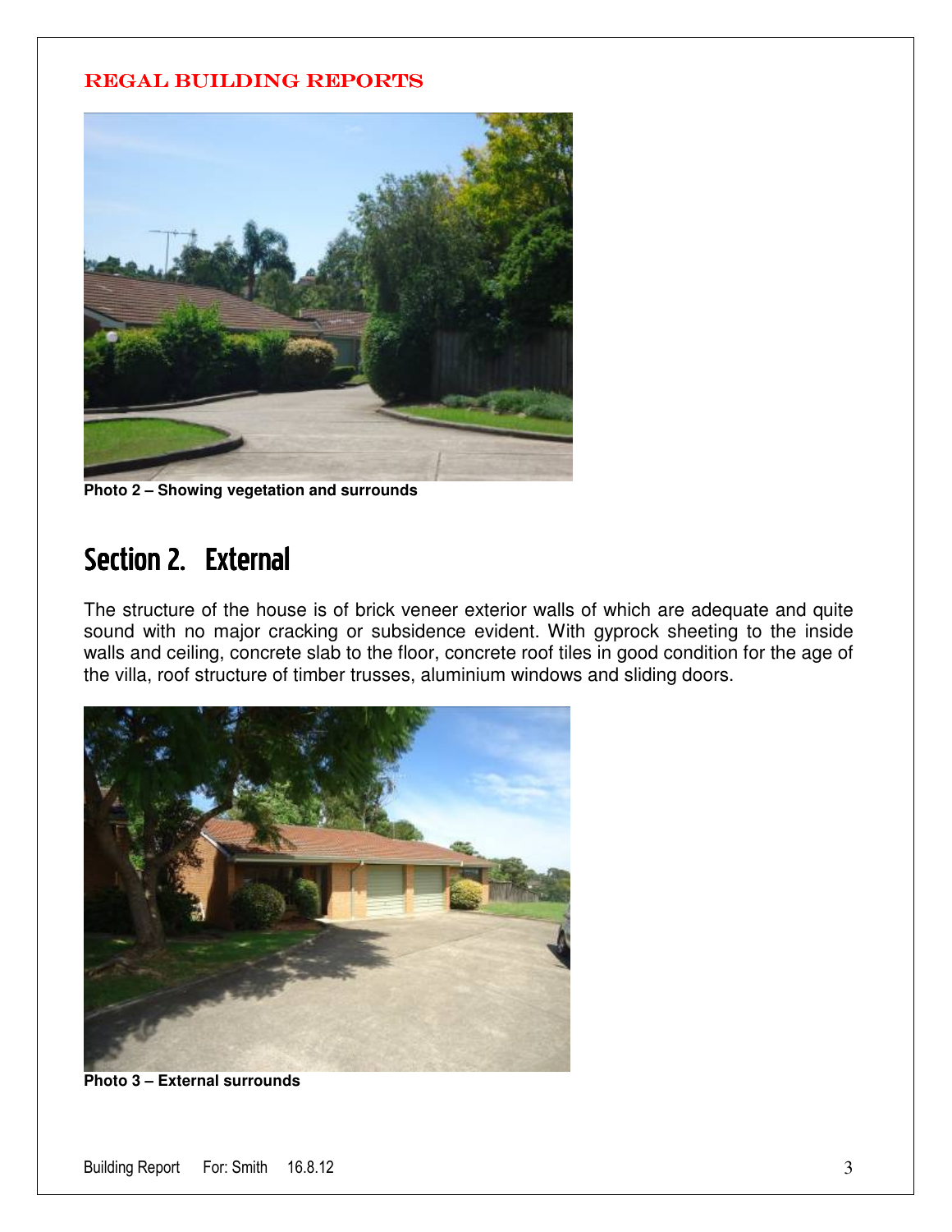Photo 2 – Showing vegetation and surrounds

## Section 2. External

The structure of the house is of brick veneer exterior walls of which are adequate and quite sound with no major cracking or subsidence evident. With gyprock sheeting to the inside walls and ceiling, concrete slab to the floor, concrete roof tiles in good condition for the age of the villa, roof structure of timber trusses, aluminium windows and sliding doors.

Photo 3 – External surrounds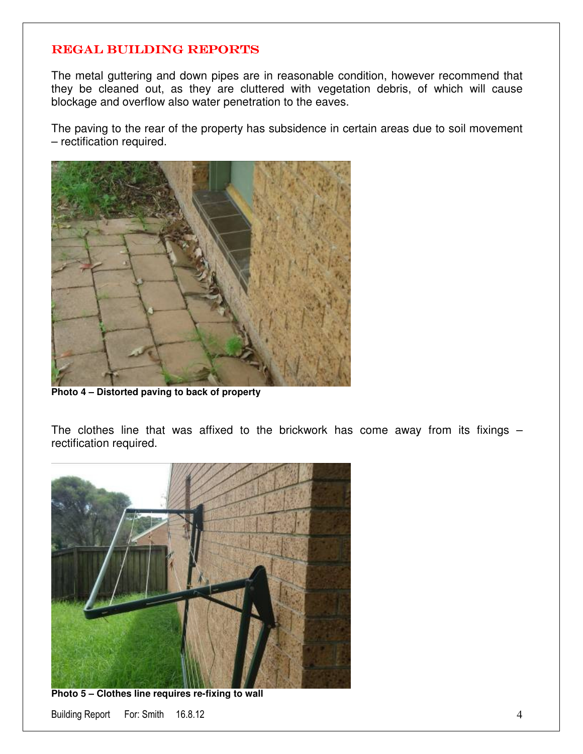The metal guttering and down pipes are in reasonable condition, however recommend that they be cleaned out, as they are cluttered with vegetation debris, of which will cause blockage and overflow also water penetration to the eaves.

The paving to the rear of the property has subsidence in certain areas due to soil movement – rectification required.

**Photo 4 – Distorted paving to back of property**

The clothes line that was affixed to the brickwork has come away from its fixings – rectification required.

**Photo 5 – Clothes line requires re-fixing to wall**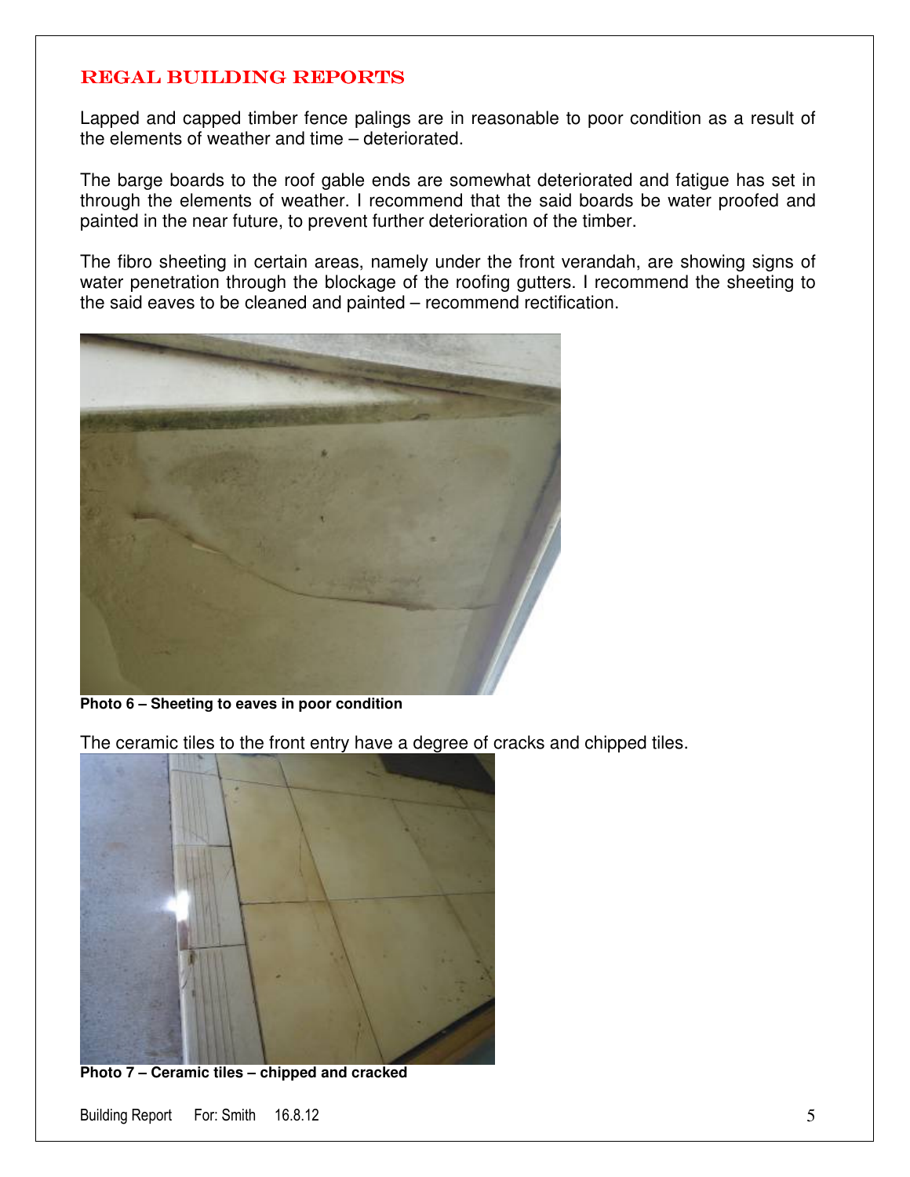Lapped and capped timber fence palings are in reasonable to poor condition as a result of the elements of weather and time – deteriorated.

The barge boards to the roof gable ends are somewhat deteriorated and fatigue has set in through the elements of weather. I recommend that the said boards be water proofed and painted in the near future, to prevent further deterioration of the timber.

The fibro sheeting in certain areas, namely under the front verandah, are showing signs of water penetration through the blockage of the roofing gutters. I recommend the sheeting to the said eaves to be cleaned and painted – recommend rectification.

**Photo 6 – Sheeting to eaves in poor condition**

The ceramic tiles to the front entry have a degree of cracks and chipped tiles.

**Photo 7 – Ceramic tiles – chipped and cracked**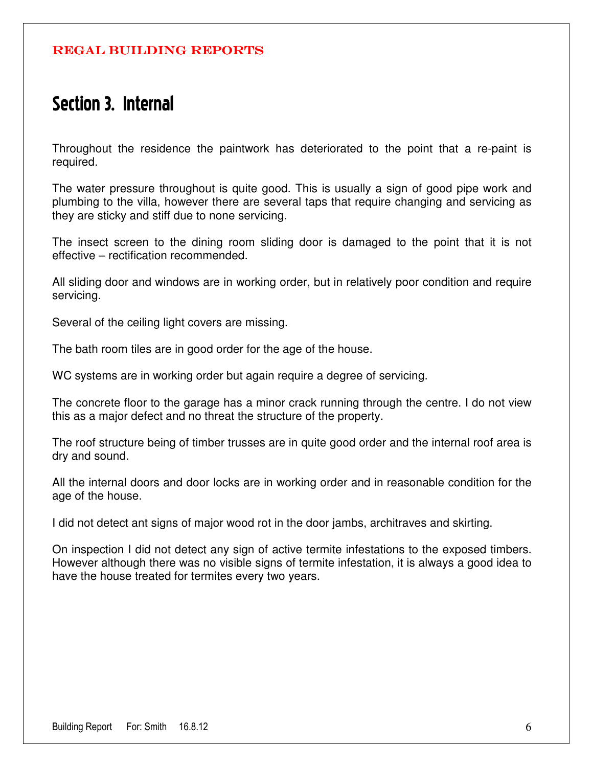# Section 3. Internal

Throughout the residence the paintwork has deteriorated to the point that a re-paint is required.

The water pressure throughout is quite good. This is usually a sign of good pipe work and plumbing to the villa, however there are several taps that require changing and servicing as they are sticky and stiff due to none servicing.

The insect screen to the dining room sliding door is damaged to the point that it is not effective – rectification recommended.

All sliding door and windows are in working order, but in relatively poor condition and require servicing.

Several of the ceiling light covers are missing.

The bath room tiles are in good order for the age of the house.

WC systems are in working order but again require a degree of servicing.

The concrete floor to the garage has a minor crack running through the centre. I do not view this as a major defect and no threat the structure of the property.

The roof structure being of timber trusses are in quite good order and the internal roof area is dry and sound.

All the internal doors and door locks are in working order and in reasonable condition for the age of the house.

I did not detect ant signs of major wood rot in the door jambs, architraves and skirting.

On inspection I did not detect any sign of active termite infestations to the exposed timbers. However although there was no visible signs of termite infestation, it is always a good idea to have the house treated for termites every two years.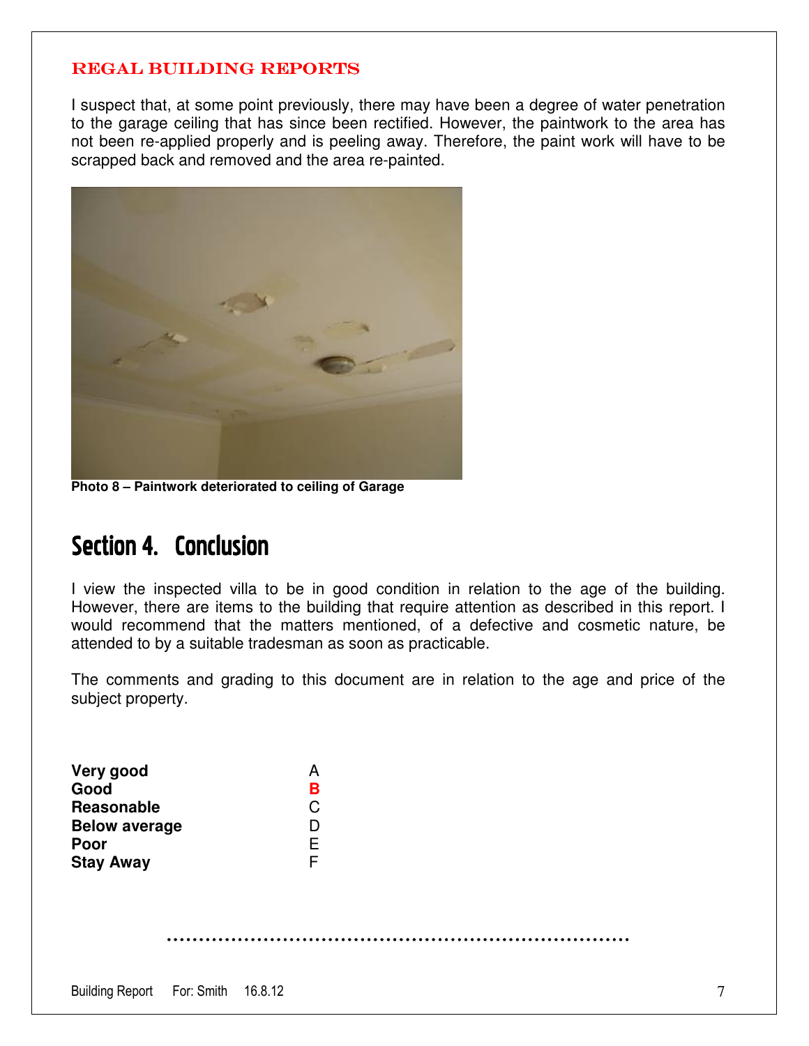I suspect that, at some point previously, there may have been a degree of water penetration to the garage ceiling that has since been rectified. However, the paintwork to the area has not been re-applied properly and is peeling away. Therefore, the paint work will have to be scrapped back and removed and the area re-painted.

**Photo 8 – Paintwork deteriorated to ceiling of Garage**

# Section 4. Conclusion

I view the inspected villa to be in good condition in relation to the age of the building. However, there are items to the building that require attention as described in this report. I would recommend that the matters mentioned, of a defective and cosmetic nature, be attended to by a suitable tradesman as soon as practicable.

The comments and grading to this document are in relation to the age and price of the subject property.

| | |
|---|---|
| **Very good** | A |
| **Good** | **B** |
| **Reasonable** | C |
| **Below average** | D |
| **Poor** | E |
| **Stay Away** | F |

.........................................................................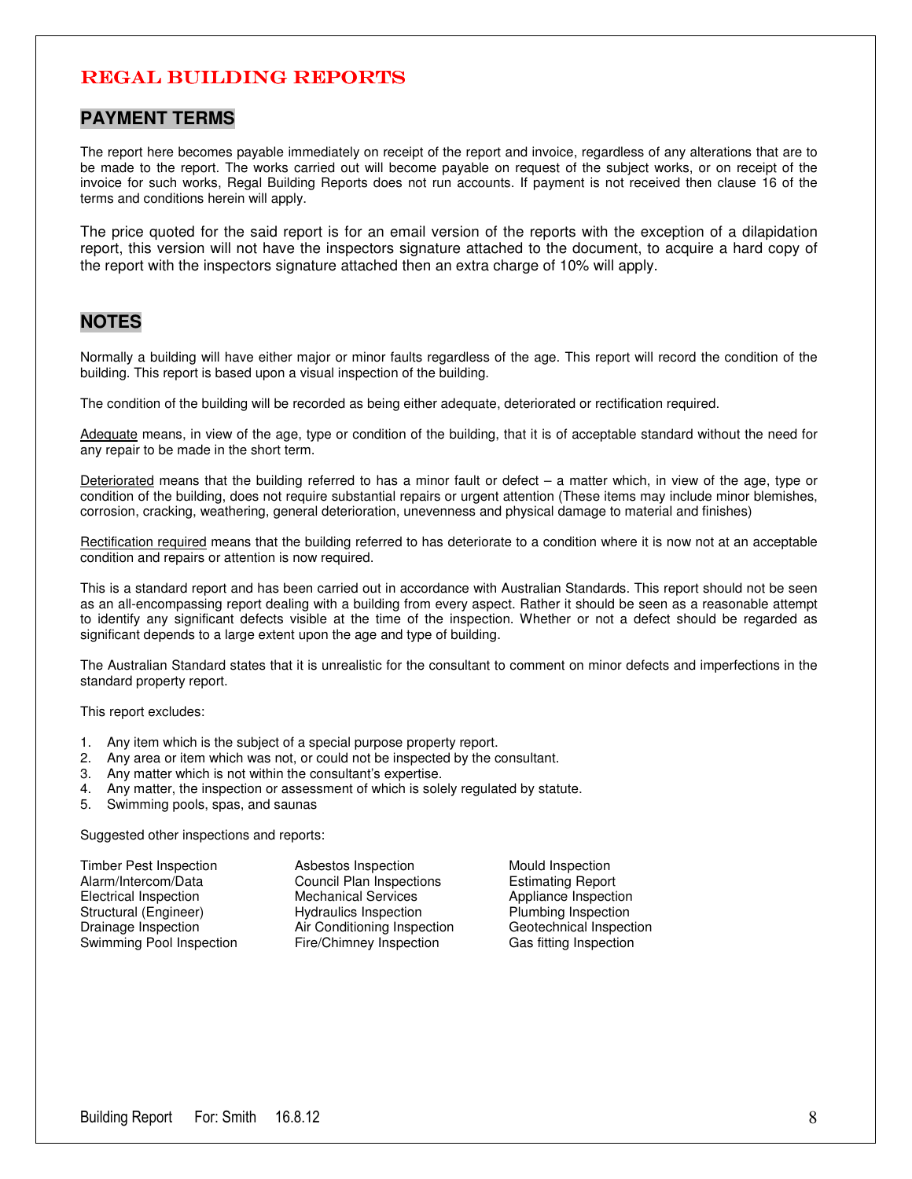# REGAL BUILDING REPORTS

## PAYMENT TERMS

The report here becomes payable immediately on receipt of the report and invoice, regardless of any alterations that are to be made to the report. The works carried out will become payable on request of the subject works, or on receipt of the invoice for such works, Regal Building Reports does not run accounts. If payment is not received then clause 16 of the terms and conditions herein will apply.

The price quoted for the said report is for an email version of the reports with the exception of a dilapidation report, this version will not have the inspectors signature attached to the document, to acquire a hard copy of the report with the inspectors signature attached then an extra charge of 10% will apply.

## NOTES

Normally a building will have either major or minor faults regardless of the age. This report will record the condition of the building. This report is based upon a visual inspection of the building.

The condition of the building will be recorded as being either adequate, deteriorated or rectification required.

Adequate means, in view of the age, type or condition of the building, that it is of acceptable standard without the need for any repair to be made in the short term.

Deteriorated means that the building referred to has a minor fault or defect – a matter which, in view of the age, type or condition of the building, does not require substantial repairs or urgent attention (These items may include minor blemishes, corrosion, cracking, weathering, general deterioration, unevenness and physical damage to material and finishes)

Rectification required means that the building referred to has deteriorate to a condition where it is now not at an acceptable condition and repairs or attention is now required.

This is a standard report and has been carried out in accordance with Australian Standards. This report should not be seen as an all-encompassing report dealing with a building from every aspect. Rather it should be seen as a reasonable attempt to identify any significant defects visible at the time of the inspection. Whether or not a defect should be regarded as significant depends to a large extent upon the age and type of building.

The Australian Standard states that it is unrealistic for the consultant to comment on minor defects and imperfections in the standard property report.

This report excludes:

1. Any item which is the subject of a special purpose property report.
2. Any area or item which was not, or could not be inspected by the consultant.
3. Any matter which is not within the consultant's expertise.
4. Any matter, the inspection or assessment of which is solely regulated by statute.
5. Swimming pools, spas, and saunas

Suggested other inspections and reports:

- Timber Pest Inspection
- Alarm/Intercom/Data
- Electrical Inspection
- Structural (Engineer)
- Drainage Inspection
- Swimming Pool Inspection
- Asbestos Inspection
- Council Plan Inspections
- Mechanical Services
- Hydraulics Inspection
- Air Conditioning Inspection
- Fire/Chimney Inspection
- Mould Inspection
- Estimating Report
- Appliance Inspection
- Plumbing Inspection
- Geotechnical Inspection
- Gas fitting Inspection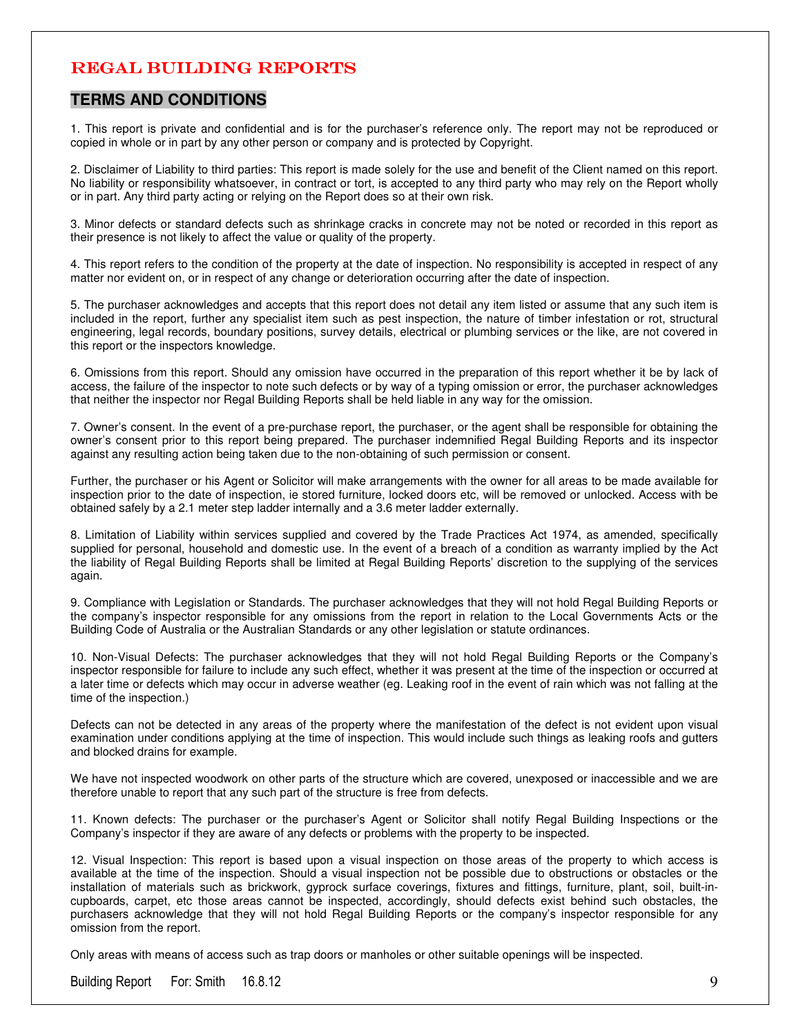# REGAL BUILDING REPORTS

## TERMS AND CONDITIONS

1. This report is private and confidential and is for the purchaser's reference only. The report may not be reproduced or copied in whole or in part by any other person or company and is protected by Copyright.

2. Disclaimer of Liability to third parties: This report is made solely for the use and benefit of the Client named on this report. No liability or responsibility whatsoever, in contract or tort, is accepted to any third party who may rely on the Report wholly or in part. Any third party acting or relying on the Report does so at their own risk.

3. Minor defects or standard defects such as shrinkage cracks in concrete may not be noted or recorded in this report as their presence is not likely to affect the value or quality of the property.

4. This report refers to the condition of the property at the date of inspection. No responsibility is accepted in respect of any matter nor evident on, or in respect of any change or deterioration occurring after the date of inspection.

5. The purchaser acknowledges and accepts that this report does not detail any item listed or assume that any such item is included in the report, further any specialist item such as pest inspection, the nature of timber infestation or rot, structural engineering, legal records, boundary positions, survey details, electrical or plumbing services or the like, are not covered in this report or the inspectors knowledge.

6. Omissions from this report. Should any omission have occurred in the preparation of this report whether it be by lack of access, the failure of the inspector to note such defects or by way of a typing omission or error, the purchaser acknowledges that neither the inspector nor Regal Building Reports shall be held liable in any way for the omission.

7. Owner's consent. In the event of a pre-purchase report, the purchaser, or the agent shall be responsible for obtaining the owner's consent prior to this report being prepared. The purchaser indemnified Regal Building Reports and its inspector against any resulting action being taken due to the non-obtaining of such permission or consent.

Further, the purchaser or his Agent or Solicitor will make arrangements with the owner for all areas to be made available for inspection prior to the date of inspection, ie stored furniture, locked doors etc, will be removed or unlocked. Access with be obtained safely by a 2.1 meter step ladder internally and a 3.6 meter ladder externally.

8. Limitation of Liability within services supplied and covered by the Trade Practices Act 1974, as amended, specifically supplied for personal, household and domestic use. In the event of a breach of a condition as warranty implied by the Act the liability of Regal Building Reports shall be limited at Regal Building Reports' discretion to the supplying of the services again.

9. Compliance with Legislation or Standards. The purchaser acknowledges that they will not hold Regal Building Reports or the company's inspector responsible for any omissions from the report in relation to the Local Governments Acts or the Building Code of Australia or the Australian Standards or any other legislation or statute ordinances.

10. Non-Visual Defects: The purchaser acknowledges that they will not hold Regal Building Reports or the Company's inspector responsible for failure to include any such effect, whether it was present at the time of the inspection or occurred at a later time or defects which may occur in adverse weather (eg. Leaking roof in the event of rain which was not falling at the time of the inspection.)

Defects can not be detected in any areas of the property where the manifestation of the defect is not evident upon visual examination under conditions applying at the time of inspection. This would include such things as leaking roofs and gutters and blocked drains for example.

We have not inspected woodwork on other parts of the structure which are covered, unexposed or inaccessible and we are therefore unable to report that any such part of the structure is free from defects.

11. Known defects: The purchaser or the purchaser's Agent or Solicitor shall notify Regal Building Inspections or the Company's inspector if they are aware of any defects or problems with the property to be inspected.

12. Visual Inspection: This report is based upon a visual inspection on those areas of the property to which access is available at the time of the inspection. Should a visual inspection not be possible due to obstructions or obstacles or the installation of materials such as brickwork, gyprock surface coverings, fixtures and fittings, furniture, plant, soil, built-in-cupboards, carpet, etc those areas cannot be inspected, accordingly, should defects exist behind such obstacles, the purchasers acknowledge that they will not hold Regal Building Reports or the company's inspector responsible for any omission from the report.

Only areas with means of access such as trap doors or manholes or other suitable openings will be inspected.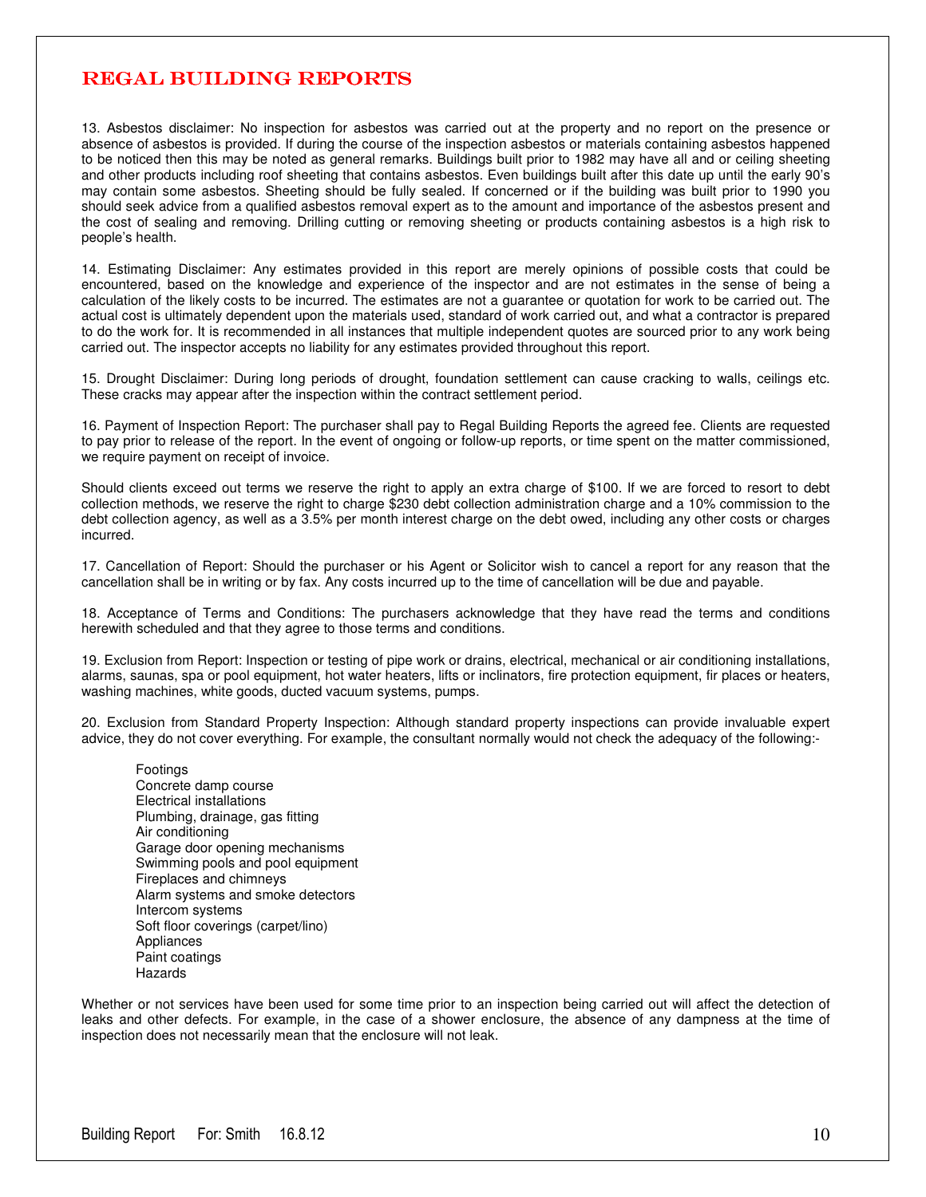13. Asbestos disclaimer: No inspection for asbestos was carried out at the property and no report on the presence or absence of asbestos is provided. If during the course of the inspection asbestos or materials containing asbestos happened to be noticed then this may be noted as general remarks. Buildings built prior to 1982 may have all and or ceiling sheeting and other products including roof sheeting that contains asbestos. Even buildings built after this date up until the early 90's may contain some asbestos. Sheeting should be fully sealed. If concerned or if the building was built prior to 1990 you should seek advice from a qualified asbestos removal expert as to the amount and importance of the asbestos present and the cost of sealing and removing. Drilling cutting or removing sheeting or products containing asbestos is a high risk to people's health.

14. Estimating Disclaimer: Any estimates provided in this report are merely opinions of possible costs that could be encountered, based on the knowledge and experience of the inspector and are not estimates in the sense of being a calculation of the likely costs to be incurred. The estimates are not a guarantee or quotation for work to be carried out. The actual cost is ultimately dependent upon the materials used, standard of work carried out, and what a contractor is prepared to do the work for. It is recommended in all instances that multiple independent quotes are sourced prior to any work being carried out. The inspector accepts no liability for any estimates provided throughout this report.

15. Drought Disclaimer: During long periods of drought, foundation settlement can cause cracking to walls, ceilings etc. These cracks may appear after the inspection within the contract settlement period.

16. Payment of Inspection Report: The purchaser shall pay to Regal Building Reports the agreed fee. Clients are requested to pay prior to release of the report. In the event of ongoing or follow-up reports, or time spent on the matter commissioned, we require payment on receipt of invoice.

Should clients exceed out terms we reserve the right to apply an extra charge of $100. If we are forced to resort to debt collection methods, we reserve the right to charge $230 debt collection administration charge and a 10% commission to the debt collection agency, as well as a 3.5% per month interest charge on the debt owed, including any other costs or charges incurred.

17. Cancellation of Report: Should the purchaser or his Agent or Solicitor wish to cancel a report for any reason that the cancellation shall be in writing or by fax. Any costs incurred up to the time of cancellation will be due and payable.

18. Acceptance of Terms and Conditions: The purchasers acknowledge that they have read the terms and conditions herewith scheduled and that they agree to those terms and conditions.

19. Exclusion from Report: Inspection or testing of pipe work or drains, electrical, mechanical or air conditioning installations, alarms, saunas, spa or pool equipment, hot water heaters, lifts or inclinators, fire protection equipment, fir places or heaters, washing machines, white goods, ducted vacuum systems, pumps.

20. Exclusion from Standard Property Inspection: Although standard property inspections can provide invaluable expert advice, they do not cover everything. For example, the consultant normally would not check the adequacy of the following:-

- Footings
- Concrete damp course
- Electrical installations
- Plumbing, drainage, gas fitting
- Air conditioning
- Garage door opening mechanisms
- Swimming pools and pool equipment
- Fireplaces and chimneys
- Alarm systems and smoke detectors
- Intercom systems
- Soft floor coverings (carpet/lino)
- Appliances
- Paint coatings
- Hazards

Whether or not services have been used for some time prior to an inspection being carried out will affect the detection of leaks and other defects. For example, in the case of a shower enclosure, the absence of any dampness at the time of inspection does not necessarily mean that the enclosure will not leak.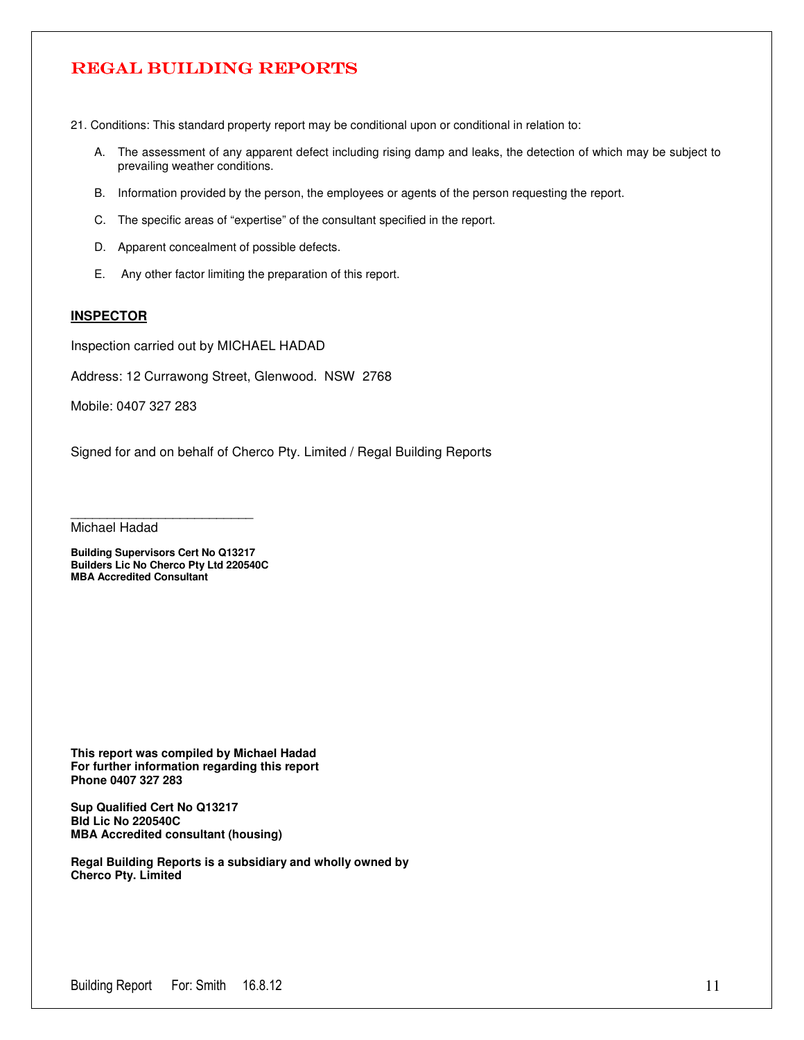21. Conditions: This standard property report may be conditional upon or conditional in relation to:

A. The assessment of any apparent defect including rising damp and leaks, the detection of which may be subject to prevailing weather conditions.

B. Information provided by the person, the employees or agents of the person requesting the report.

C. The specific areas of "expertise" of the consultant specified in the report.

D. Apparent concealment of possible defects.

E. Any other factor limiting the preparation of this report.

**INSPECTOR**

Inspection carried out by MICHAEL HADAD

Address: 12 Currawong Street, Glenwood. NSW 2768

Mobile: 0407 327 283

Signed for and on behalf of Cherco Pty. Limited / Regal Building Reports

___________________________

Michael Hadad

**Building Supervisors Cert No Q13217**
**Builders Lic No Cherco Pty Ltd 220540C**
**MBA Accredited Consultant**

**This report was compiled by Michael Hadad**
**For further information regarding this report**
**Phone 0407 327 283**

**Sup Qualified Cert No Q13217**
**Bld Lic No 220540C**
**MBA Accredited consultant (housing)**

**Regal Building Reports is a subsidiary and wholly owned by**
**Cherco Pty. Limited**